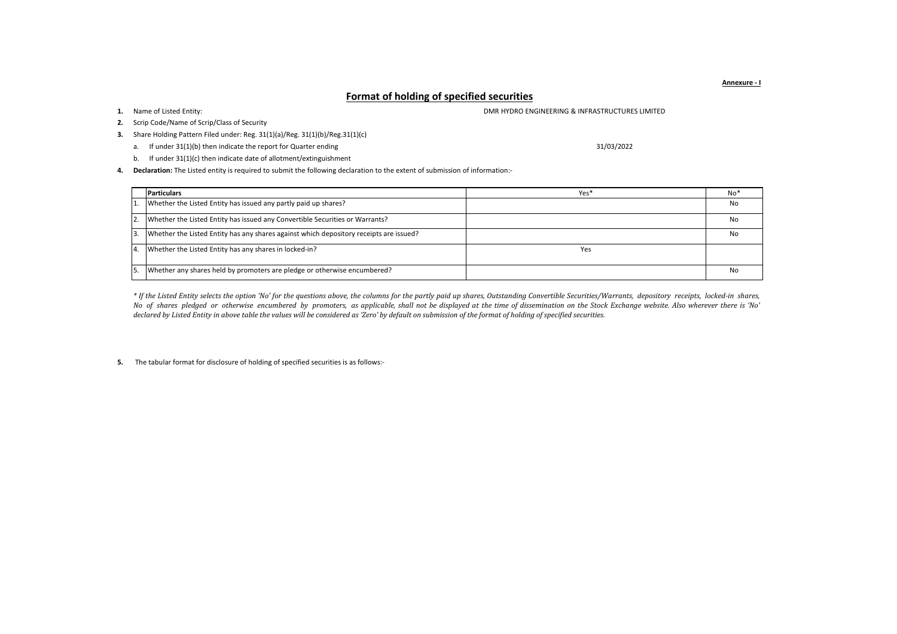**Annexure - I**

## Format of holding of specified securities

1. Name of Listed Entity: DMR HYDRO ENGINEERING & INFRASTRUCTURES LIMITED
2. Scrip Code/Name of Scrip/Class of Security
3. Share Holding Pattern Filed under: Reg. 31(1)(a)/Reg. 31(1)(b)/Reg.31(1)(c)
   a. If under 31(1)(b) then indicate the report for Quarter ending 31/03/2022
   b. If under 31(1)(c) then indicate date of allotment/extinguishment
4. **Declaration:** The Listed entity is required to submit the following declaration to the extent of submission of information:-

| | Particulars | Yes* | No* |
|---|---|---|---|
| 1. | Whether the Listed Entity has issued any partly paid up shares? | | No |
| 2. | Whether the Listed Entity has issued any Convertible Securities or Warrants? | | No |
| 3. | Whether the Listed Entity has any shares against which depository receipts are issued? | | No |
| 4. | Whether the Listed Entity has any shares in locked-in? | Yes | |
| 5. | Whether any shares held by promoters are pledge or otherwise encumbered? | | No |

*\* If the Listed Entity selects the option 'No' for the questions above, the columns for the partly paid up shares, Outstanding Convertible Securities/Warrants, depository receipts, locked-in shares, No of shares pledged or otherwise encumbered by promoters, as applicable, shall not be displayed at the time of dissemination on the Stock Exchange website. Also wherever there is 'No' declared by Listed Entity in above table the values will be considered as 'Zero' by default on submission of the format of holding of specified securities.*

5. The tabular format for disclosure of holding of specified securities is as follows:-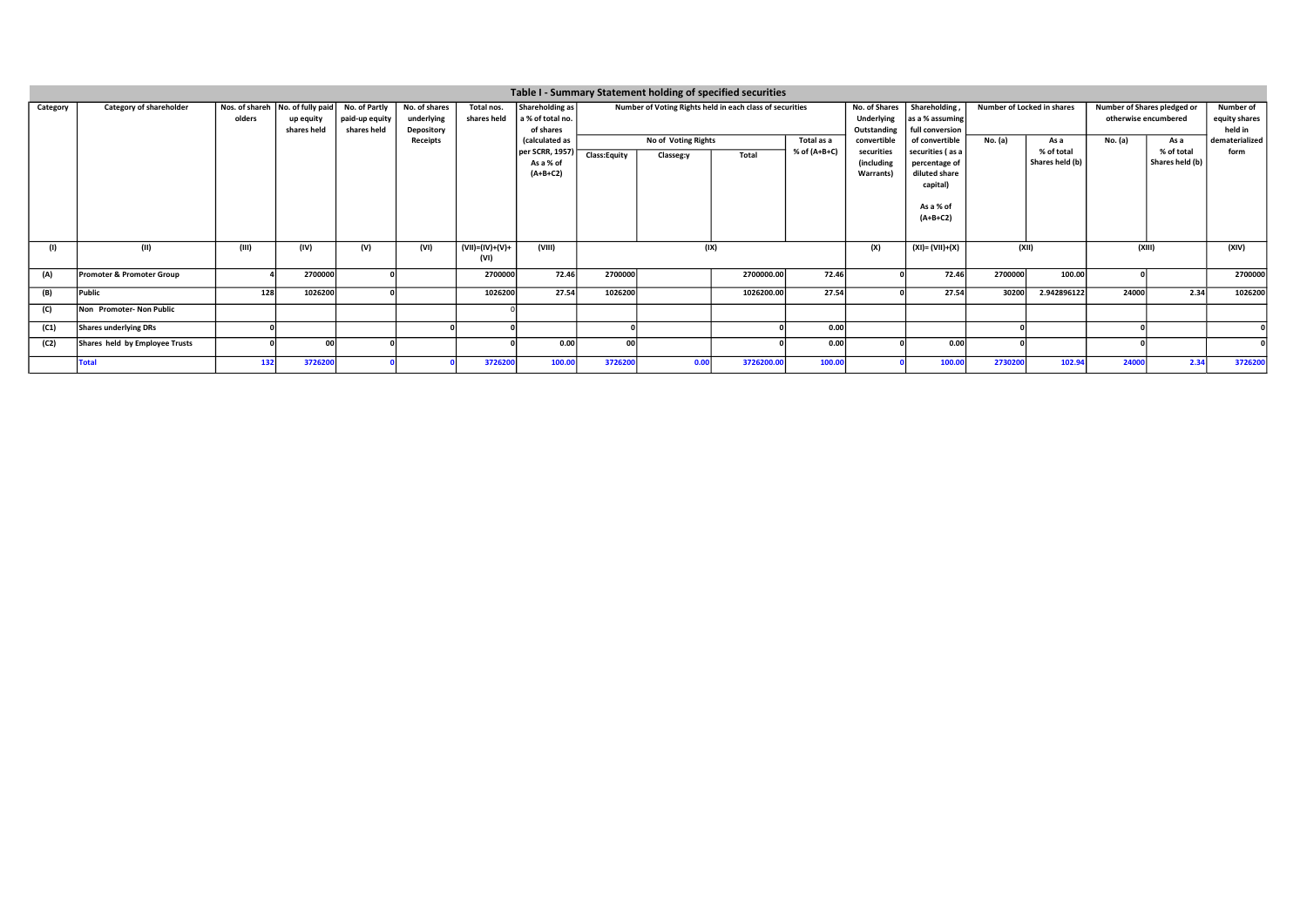# Table I - Summary Statement holding of specified securities

| Category | Category of shareholder | Nos. of shareholders | No. of fully paid up equity shares held | No. of Partly paid-up equity shares held | No. of shares underlying Depository Receipts | Total nos. shares held | Shareholding as a % of total no. of shares (calculated as per SCRR, 1957) As a % of (A+B+C2) | Number of Voting Rights held in each class of securities | | | | No. of Shares Underlying Outstanding convertible securities (including Warrants) | Shareholding , as a % assuming full conversion of convertible securities ( as a percentage of diluted share capital) As a % of (A+B+C2) | Number of Locked in shares | | Number of Shares pledged or otherwise encumbered | | Number of equity shares held in dematerialized form |
|---|---|---|---|---|---|---|---|---|---|---|---|---|---|---|---|---|---|---|
| | | | | | | | | No of Voting Rights | | | Total as a % of (A+B+C) | | | No. (a) | As a % of total Shares held (b) | No. (a) | As a % of total Shares held (b) | |
| | | | | | | | | Class:Equity | Classeg:y | Total | | | | | | | | |
| (I) | (II) | (III) | (IV) | (V) | (VI) | (VII)=(IV)+(V)+(VI) | (VIII) | (IX) | | | | (X) | (XI)= (VII)+(X) | (XII) | | (XIII) | | (XIV) |
| (A) | Promoter & Promoter Group | 4 | 2700000 | 0 | | 2700000 | 72.46 | 2700000 | | 2700000.00 | 72.46 | 0 | 72.46 | 2700000 | 100.00 | 0 | | 2700000 |
| (B) | Public | 128 | 1026200 | 0 | | 1026200 | 27.54 | 1026200 | | 1026200.00 | 27.54 | 0 | 27.54 | 30200 | 2.942896122 | 24000 | 2.34 | 1026200 |
| (C) | Non Promoter- Non Public | | | | | 0 | | | | | | | | | | | | |
| (C1) | Shares underlying DRs | 0 | | | 0 | 0 | | 0 | | 0 | 0.00 | | | 0 | | 0 | | 0 |
| (C2) | Shares held by Employee Trusts | 0 | 00 | 0 | | 0 | 0.00 | 00 | | 0 | 0.00 | 0 | 0.00 | 0 | | 0 | | 0 |
| | Total | 132 | 3726200 | 0 | 0 | 3726200 | 100.00 | 3726200 | 0.00 | 3726200.00 | 100.00 | 0 | 100.00 | 2730200 | 102.94 | 24000 | 2.34 | 3726200 |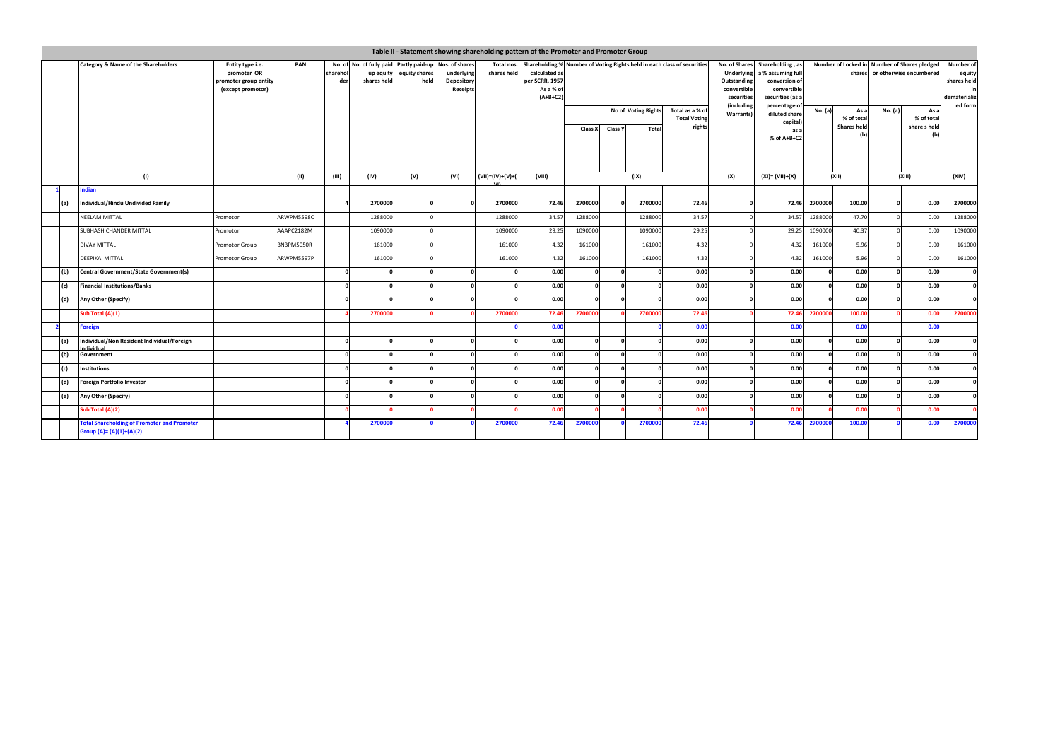# Table II - Statement showing shareholding pattern of the Promoter and Promoter Group

| | | Category & Name of the Shareholders | Entity type i.e. promoter OR promoter group entity (except promotor) | PAN | No. of sharehol der | No. of fully paid up equity shares held | Partly paid-up equity shares held | Nos. of shares underlying Depository Receipts | Total nos. shares held | Shareholding % calculated as per SCRR, 1957 As a % of (A+B+C2) | Number of Voting Rights held in each class of securities | | | | No. of Shares Underlying Outstanding convertible securities (including Warrants) | Shareholding , as a % assuming full conversion of convertible securities (as a percentage of diluted share capital) as a % of A+B+C2 | Number of Locked in shares | | Number of Shares pledged or otherwise encumbered | | Number of equity shares held in dematerialized form |
|---|---|---|---|---|---|---|---|---|---|---|---|---|---|---|---|---|---|---|---|---|---|
| | | | | | | | | | | | No of Voting Rights | | | Total as a % of Total Voting rights | | | No. (a) | As a % of total Shares held (b) | No. (a) | As a % of total share s held (b) | |
| | | | | | | | | | | | Class X | Class Y | Total | | | | | | | | |
| | | (I) | | (II) | (III) | (IV) | (V) | (VI) | (VII)=(IV)+(V)+(VI) | (VIII) | (IX) | | | | (X) | (XI)= (VII)+(X) | (XII) | | (XIII) | | (XIV) |
| 1 | | Indian | | | | | | | | | | | | | | | | | | | |
| | (a) | Individual/Hindu Undivided Family | | | 4 | 2700000 | 0 | 0 | 2700000 | 72.46 | 2700000 | 0 | 2700000 | 72.46 | 0 | 72.46 | 2700000 | 100.00 | 0 | 0.00 | 2700000 |
| | | NEELAM MITTAL | Promotor | ARWPM5598C | | 1288000 | 0 | | 1288000 | 34.57 | 1288000 | | 1288000 | 34.57 | 0 | 34.57 | 1288000 | 47.70 | 0 | 0.00 | 1288000 |
| | | SUBHASH CHANDER MITTAL | Promotor | AAAPC2182M | | 1090000 | 0 | | 1090000 | 29.25 | 1090000 | | 1090000 | 29.25 | 0 | 29.25 | 1090000 | 40.37 | 0 | 0.00 | 1090000 |
| | | DIVAY MITTAL | Promotor Group | BNBPM5050R | | 161000 | 0 | | 161000 | 4.32 | 161000 | | 161000 | 4.32 | 0 | 4.32 | 161000 | 5.96 | 0 | 0.00 | 161000 |
| | | DEEPIKA MITTAL | Promotor Group | ARWPM5597P | | 161000 | 0 | | 161000 | 4.32 | 161000 | | 161000 | 4.32 | 0 | 4.32 | 161000 | 5.96 | 0 | 0.00 | 161000 |
| | (b) | Central Government/State Government(s) | | | 0 | 0 | 0 | 0 | 0 | 0.00 | 0 | 0 | 0 | 0.00 | 0 | 0.00 | 0 | 0.00 | 0 | 0.00 | 0 |
| | (c) | Financial Institutions/Banks | | | 0 | 0 | 0 | 0 | 0 | 0.00 | 0 | 0 | 0 | 0.00 | 0 | 0.00 | 0 | 0.00 | 0 | 0.00 | 0 |
| | (d) | Any Other (Specify) | | | 0 | 0 | 0 | 0 | 0 | 0.00 | 0 | 0 | 0 | 0.00 | 0 | 0.00 | 0 | 0.00 | 0 | 0.00 | 0 |
| | | Sub Total (A)(1) | | | 4 | 2700000 | 0 | 0 | 2700000 | 72.46 | 2700000 | 0 | 2700000 | 72.46 | 0 | 72.46 | 2700000 | 100.00 | 0 | 0.00 | 2700000 |
| 2 | | Foreign | | | | | | | 0 | 0.00 | | | 0 | 0.00 | | 0.00 | | 0.00 | | 0.00 | |
| | (a) | Individual/Non Resident Individual/Foreign Individual | | | 0 | 0 | 0 | 0 | 0 | 0.00 | 0 | 0 | 0 | 0.00 | 0 | 0.00 | 0 | 0.00 | 0 | 0.00 | 0 |
| | (b) | Government | | | 0 | 0 | 0 | 0 | 0 | 0.00 | 0 | 0 | 0 | 0.00 | 0 | 0.00 | 0 | 0.00 | 0 | 0.00 | 0 |
| | (c) | Institutions | | | 0 | 0 | 0 | 0 | 0 | 0.00 | 0 | 0 | 0 | 0.00 | 0 | 0.00 | 0 | 0.00 | 0 | 0.00 | 0 |
| | (d) | Foreign Portfolio Investor | | | 0 | 0 | 0 | 0 | 0 | 0.00 | 0 | 0 | 0 | 0.00 | 0 | 0.00 | 0 | 0.00 | 0 | 0.00 | 0 |
| | (e) | Any Other (Specify) | | | 0 | 0 | 0 | 0 | 0 | 0.00 | 0 | 0 | 0 | 0.00 | 0 | 0.00 | 0 | 0.00 | 0 | 0.00 | 0 |
| | | Sub Total (A)(2) | | | 0 | 0 | 0 | 0 | 0 | 0.00 | 0 | 0 | 0 | 0.00 | 0 | 0.00 | 0 | 0.00 | 0 | 0.00 | 0 |
| | | Total Shareholding of Promoter and Promoter Group (A)= (A)(1)+(A)(2) | | | 4 | 2700000 | 0 | 0 | 2700000 | 72.46 | 2700000 | 0 | 2700000 | 72.46 | 0 | 72.46 | 2700000 | 100.00 | 0 | 0.00 | 2700000 |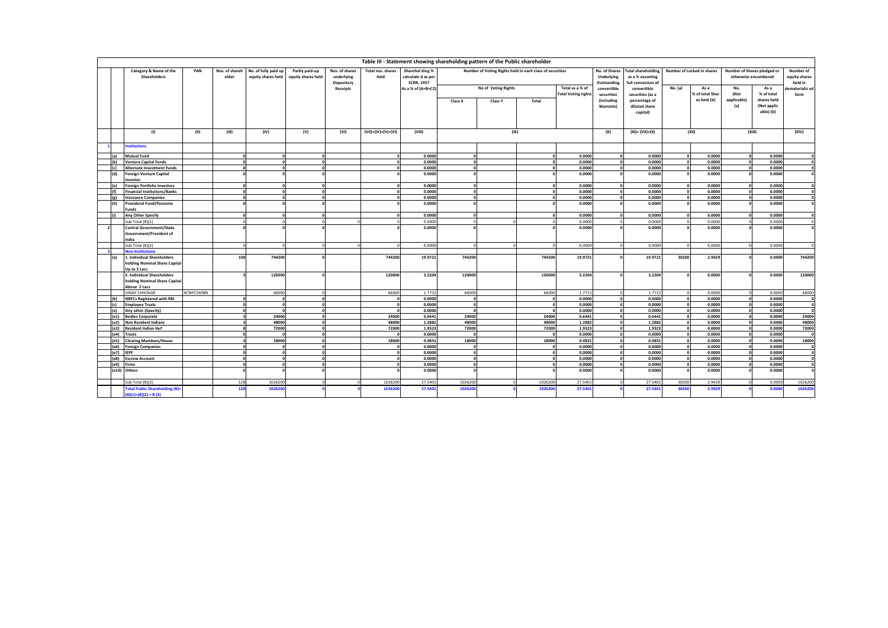# Table III - Statement showing shareholding pattern of the Public shareholder

| | | Category & Name of the Shareholders | PAN | Nos. of shareholder | No. of fully paid up equity shares held | Partly paid-up equity shares held | Nos. of shares underlying Depository Receipts | Total nos. shares held | Shareholding % calculate as per SCRR, 1957 As a % of (A+B+C2) | Number of Voting Rights held in each class of securities | | | | No. of Shares Underlying Outstanding convertible securities (including Warrants) | Total shareholding, as a % assuming full conversion of convertible securities (as a percentage of diluted share capital) | Number of Locked in shares | | Number of Shares pledged or otherwise encumbered | | Number of equity shares held in dematerialized form |
|---|---|---|---|---|---|---|---|---|---|---|---|---|---|---|---|---|---|---|---|---|
| | | | | | | | | | | No of Voting Rights | | | Total as a % of Total Voting rights | | | No. (a) | As a % of total Shares held (b) | No. (Not applicable) (a) | As a % of total shares held (Not applicable) (b) | |
| | | | | | | | | | | Class X | Class Y | Total | | | | | | | | |
| | | (I) | (II) | (III) | (IV) | (V) | (VI) | (VII)=(IV)+(V)+(VI) | (VIII) | (IX) | | | | (X) | (XI)= (VII)+(X) | (XII) | | (XIII) | | (XIV) |
| 1 | | **Institutions** | | | | | | | | | | | | | | | | | | |
| | (a) | Mutual Fund | | 0 | 0 | 0 | | 0 | 0.0000 | 0 | | 0 | 0.0000 | 0 | 0.0000 | 0 | 0.0000 | 0 | 0.0000 | 0 |
| | (b) | Venture Capital Funds | | 0 | 0 | 0 | | 0 | 0.0000 | 0 | | 0 | 0.0000 | 0 | 0.0000 | 0 | 0.0000 | 0 | 0.0000 | 0 |
| | (c) | Alternate Investment Funds | | 0 | 0 | 0 | | 0 | 0.0000 | 0 | | 0 | 0.0000 | 0 | 0.0000 | 0 | 0.0000 | 0 | 0.0000 | 0 |
| | (d) | Foreign Venture Capital Investor | | 0 | 0 | 0 | | 0 | 0.0000 | 0 | | 0 | 0.0000 | 0 | 0.0000 | 0 | 0.0000 | 0 | 0.0000 | 0 |
| | (e) | Foreign Portfolio Investors | | 0 | 0 | 0 | | 0 | 0.0000 | 0 | | 0 | 0.0000 | 0 | 0.0000 | 0 | 0.0000 | 0 | 0.0000 | 0 |
| | (f) | Financial Institutions/Banks | | 0 | 0 | 0 | | 0 | 0.0000 | 0 | | 0 | 0.0000 | 0 | 0.0000 | 0 | 0.0000 | 0 | 0.0000 | 0 |
| | (g) | Insurance Companies | | 0 | 0 | 0 | | 0 | 0.0000 | 0 | | 0 | 0.0000 | 0 | 0.0000 | 0 | 0.0000 | 0 | 0.0000 | 0 |
| | (h) | Providend Fund/Pensions Funds | | 0 | 0 | 0 | | 0 | 0.0000 | 0 | | 0 | 0.0000 | 0 | 0.0000 | 0 | 0.0000 | 0 | 0.0000 | 0 |
| | (i) | Any Other Specify | | 0 | 0 | 0 | | 0 | 0.0000 | 0 | | 0 | 0.0000 | 0 | 0.0000 | 0 | 0.0000 | 0 | 0.0000 | 0 |
| | | Sub Total (B)(1) | | 0 | 0 | 0 | 0 | 0 | 0.0000 | 0 | 0 | 0 | 0.0000 | 0 | 0.0000 | 0 | 0.0000 | 0 | 0.0000 | 0 |
| 2 | | Central Government/State Government/President of India | | 0 | 0 | 0 | | 0 | 0.0000 | 0 | | 0 | 0.0000 | 0 | 0.0000 | 0 | 0.0000 | 0 | 0.0000 | 0 |
| | | Sub Total (B)(2) | | 0 | 0 | 0 | 0 | 0 | 0.0000 | 0 | 0 | 0 | 0.0000 | 0 | 0.0000 | 0 | 0.0000 | 0 | 0.0000 | 0 |
| 3 | | **Non-Institutions** | | | | | | | | | | | | | | | | | | |
| | (a) | 1. Individual Shareholders holding Nominal Share Capital Up to 2 Lacs | | 108 | 744200 | 0 | | 744200 | 19.9721 | 744200 | | 744200 | 19.9721 | 0 | 19.9721 | 30200 | 2.9429 | 0 | 0.0000 | 744200 |
| | | 2. Individual Shareholders holding Nominal Share Capital Above 2 Lacs | | 3 | 120000 | 0 | | 120000 | 3.2204 | 120000 | | 120000 | 3.2204 | 0 | 3.2204 | 0 | 0.0000 | 0 | 0.0000 | 120000 |
| | | VINAY CHHOKAR | ACNPC5908N | | 66000 | 0 | | 66000 | 1.7712 | 66000 | | 66000 | 1.7712 | 0 | 1.7712 | 0 | 0.0000 | 0 | 0.0000 | 66000 |
| | (b) | NBFCs Registered with RBI | | 0 | 0 | 0 | | 0 | 0.0000 | 0 | | 0 | 0.0000 | 0 | 0.0000 | 0 | 0.0000 | 0 | 0.0000 | 0 |
| | (c) | Employee Trusts | | 0 | 0 | 0 | | 0 | 0.0000 | 0 | | 0 | 0.0000 | 0 | 0.0000 | 0 | 0.0000 | 0 | 0.0000 | 0 |
| | (e) | Any other (Specity) | | 0 | 0 | 0 | | 0 | 0.0000 | 0 | | 0 | 0.0000 | 0 | 0.0000 | 0 | 0.0000 | 0 | 0.0000 | 0 |
| | (e1) | Bodies Corporate | | 3 | 24000 | 0 | | 24000 | 0.6441 | 24000 | | 24000 | 0.6441 | 0 | 0.6441 | 0 | 0.0000 | 0 | 0.0000 | 24000 |
| | (e2) | Non Resident Indians | | 3 | 48000 | 0 | | 48000 | 1.2882 | 48000 | | 48000 | 1.2882 | 0 | 1.2882 | 0 | 0.0000 | 0 | 0.0000 | 48000 |
| | (e3) | Resident Indian Huf | | 8 | 72000 | 0 | | 72000 | 1.9323 | 72000 | | 72000 | 1.9323 | 0 | 1.9323 | 0 | 0.0000 | 0 | 0.0000 | 72000 |
| | (e4) | Trusts | | 0 | 0 | 0 | | 0 | 0.0000 | 0 | | 0 | 0.0000 | 0 | 0.0000 | 0 | 0.0000 | 0 | 0.0000 | 0 |
| | (e5) | Clearing Members/House | | 3 | 18000 | 0 | | 18000 | 0.4831 | 18000 | | 18000 | 0.4831 | 0 | 0.4831 | 0 | 0.0000 | 0 | 0.0000 | 18000 |
| | (e6) | Foreign Companies | | 0 | 0 | 0 | | 0 | 0.0000 | 0 | | 0 | 0.0000 | 0 | 0.0000 | 0 | 0.0000 | 0 | 0.0000 | 0 |
| | (e7) | IEPF | | 0 | 0 | 0 | | 0 | 0.0000 | 0 | | 0 | 0.0000 | 0 | 0.0000 | 0 | 0.0000 | 0 | 0.0000 | 0 |
| | (e8) | Escrow Account | | 0 | 0 | 0 | | 0 | 0.0000 | 0 | | 0 | 0.0000 | 0 | 0.0000 | 0 | 0.0000 | 0 | 0.0000 | 0 |
| | (e9) | Firms | | 0 | 0 | 0 | | 0 | 0.0000 | 0 | | 0 | 0.0000 | 0 | 0.0000 | 0 | 0.0000 | 0 | 0.0000 | 0 |
| | (e10) | Others | | 0 | 0 | 0 | | 0 | 0.0000 | 0 | | 0 | 0.0000 | 0 | 0.0000 | 0 | 0.0000 | 0 | 0.0000 | 0 |
| | | Sub Total (B)(3) | | 128 | 1026200 | 0 | 0 | 1026200 | 27.5401 | 1026200 | 0 | 1026200 | 27.5401 | 0 | 27.5401 | 30200 | 2.9429 | 0 | 0.0000 | 1026200 |
| | | **Total Public Shareholding (B)= (B)(1)+(B)(2) + B (3)** | | **128** | **1026200** | **0** | **0** | **1026200** | **27.5401** | **1026200** | **0** | **1026200** | **27.5401** | **0** | **27.5401** | **30200** | **2.9429** | **0** | **0.0000** | **1026200** |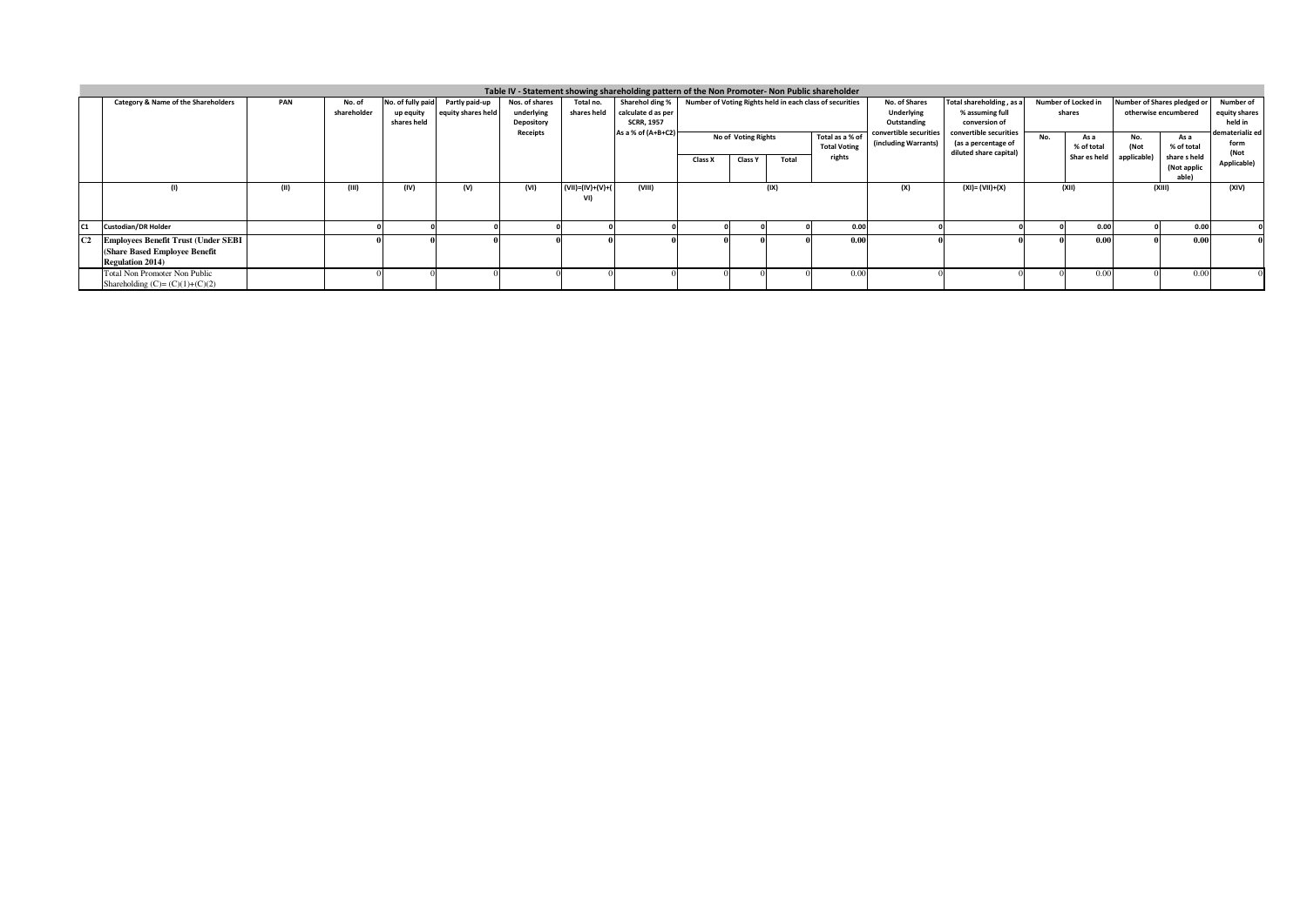## Table IV - Statement showing shareholding pattern of the Non Promoter- Non Public shareholder

| | Category & Name of the Shareholders | PAN | No. of shareholder | No. of fully paid up equity shares held | Partly paid-up equity shares held | Nos. of shares underlying Depository Receipts | Total no. shares held | Sharehol ding % calculate d as per SCRR, 1957 As a % of (A+B+C2) | Number of Voting Rights held in each class of securities | | | | No. of Shares Underlying Outstanding convertible securities (including Warrants) | Total shareholding , as a % assuming full conversion of convertible securities (as a percentage of diluted share capital) | Number of Locked in shares | | Number of Shares pledged or otherwise encumbered | | Number of equity shares held in dematerializ ed form (Not Applicable) |
|---|---|---|---|---|---|---|---|---|---|---|---|---|---|---|---|---|---|---|---|
| | | | | | | | | | No of Voting Rights | | | Total as a % of Total Voting rights | | | No. | As a % of total Shar es held | No. (Not applicable) | As a % of total share s held (Not applic able) | |
| | | | | | | | | | Class X | Class Y | Total | | | | | | | | |
| | (I) | (II) | (III) | (IV) | (V) | (VI) | (VII)=(IV)+(V)+(VI) | (VIII) | (IX) | | | | (X) | (XI)= (VII)+(X) | (XII) | | (XIII) | | (XIV) |
| C1 | Custodian/DR Holder | | 0 | 0 | 0 | 0 | 0 | 0 | 0 | 0 | 0 | 0.00 | 0 | 0 | 0 | 0.00 | 0 | 0.00 | 0 |
| C2 | Employees Benefit Trust (Under SEBI (Share Based Employee Benefit Regulation 2014) | | 0 | 0 | 0 | 0 | 0 | 0 | 0 | 0 | 0 | 0.00 | 0 | 0 | 0 | 0.00 | 0 | 0.00 | 0 |
| | Total Non Promoter Non Public Shareholding (C)= (C)(1)+(C)(2) | | 0 | 0 | 0 | 0 | 0 | 0 | 0 | 0 | 0 | 0.00 | 0 | 0 | 0 | 0.00 | 0 | 0.00 | 0 |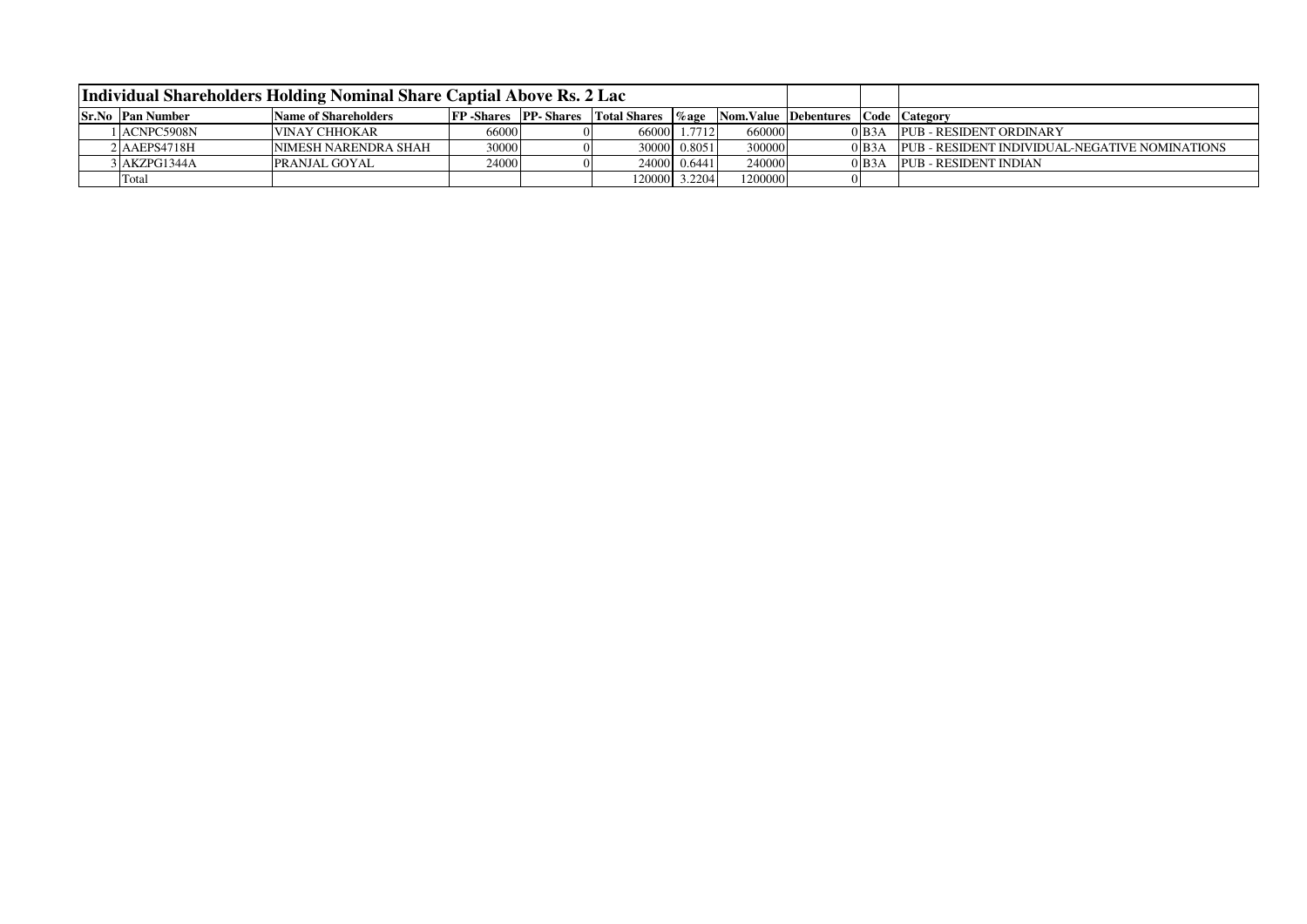| Individual Shareholders Holding Nominal Share Captial Above Rs. 2 Lac | | | | | | | | | | | |
|---|---|---|---|---|---|---|---|---|---|---|---|
| **Sr.No** | **Pan Number** | **Name of Shareholders** | **FP -Shares** | **PP- Shares** | **Total Shares** | **%age** | **Nom.Value** | **Debentures** | **Code** | **Category** |
| 1 | ACNPC5908N | VINAY CHHOKAR | 66000 | 0 | 66000 | 1.7712 | 660000 | 0 | B3A | PUB - RESIDENT ORDINARY |
| 2 | AAEPS4718H | NIMESH NARENDRA SHAH | 30000 | 0 | 30000 | 0.8051 | 300000 | 0 | B3A | PUB - RESIDENT INDIVIDUAL-NEGATIVE NOMINATIONS |
| 3 | AKZPG1344A | PRANJAL GOYAL | 24000 | 0 | 24000 | 0.6441 | 240000 | 0 | B3A | PUB - RESIDENT INDIAN |
| | Total | | | | 120000 | 3.2204 | 1200000 | 0 | | |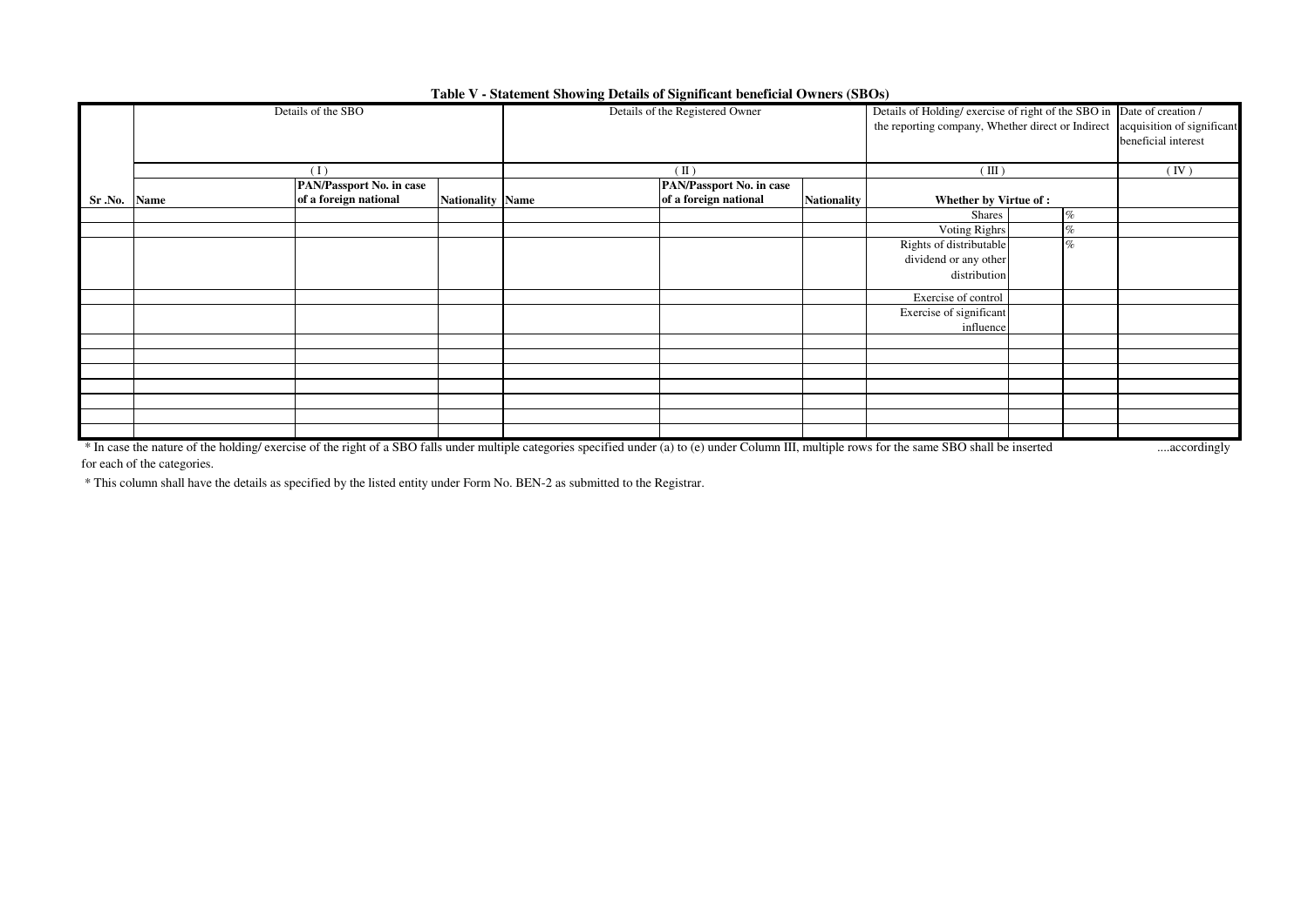**Table V - Statement Showing Details of Significant beneficial Owners (SBOs)**

| | Details of the SBO | | | Details of the Registered Owner | | | Details of Holding/ exercise of right of the SBO in the reporting company, Whether direct or Indirect | | | Date of creation / acquisition of significant beneficial interest |
|---|---|---|---|---|---|---|---|---|---|---|
| | ( I ) | | | ( II ) | | | ( III ) | | | ( IV ) |
| **Sr .No.** | **Name** | **PAN/Passport No. in case of a foreign national** | **Nationality** | **Name** | **PAN/Passport No. in case of a foreign national** | **Nationality** | **Whether by Virtue of :** | | | |
| | | | | | | | Shares | | % | |
| | | | | | | | Voting Righrs | | % | |
| | | | | | | | Rights of distributable dividend or any other distribution | | % | |
| | | | | | | | Exercise of control | | | |
| | | | | | | | Exercise of significant influence | | | |
| | | | | | | | | | | |
| | | | | | | | | | | |
| | | | | | | | | | | |
| | | | | | | | | | | |
| | | | | | | | | | | |
| | | | | | | | | | | |
| | | | | | | | | | | |

* In case the nature of the holding/ exercise of the right of a SBO falls under multiple categories specified under (a) to (e) under Column III, multiple rows for the same SBO shall be inserted ....accordingly for each of the categories.

* This column shall have the details as specified by the listed entity under Form No. BEN-2 as submitted to the Registrar.